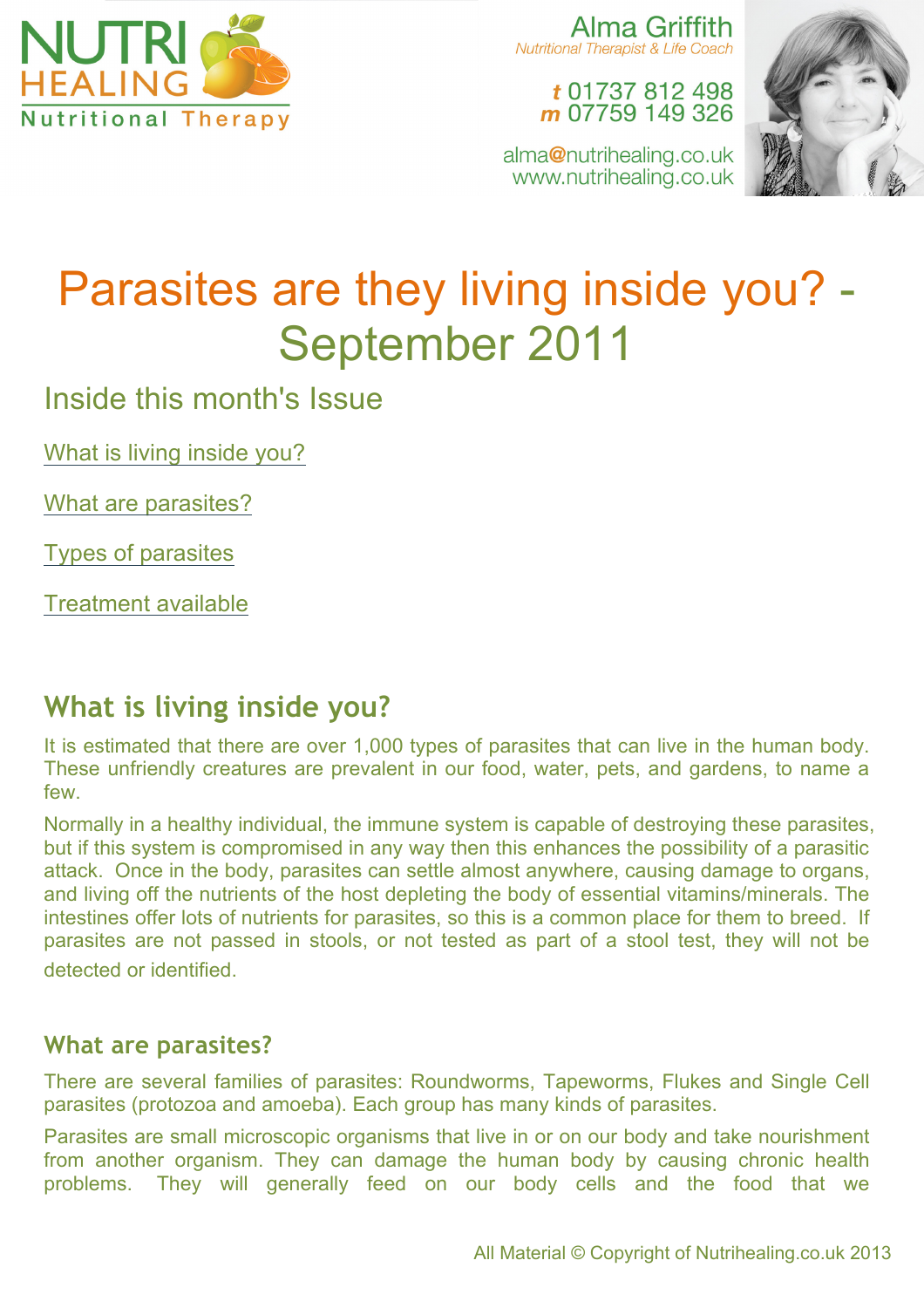NUTRI HEALING Nutritional Therapy

Alma Griffith
*Nutritional Therapist & Life Coach*

**t** 01737 812 498
**m** 07759 149 326

alma@nutrihealing.co.uk
www.nutrihealing.co.uk

# Parasites are they living inside you? - September 2011

## Inside this month's Issue

What is living inside you?

What are parasites?

Types of parasites

Treatment available

## What is living inside you?

It is estimated that there are over 1,000 types of parasites that can live in the human body. These unfriendly creatures are prevalent in our food, water, pets, and gardens, to name a few.

Normally in a healthy individual, the immune system is capable of destroying these parasites, but if this system is compromised in any way then this enhances the possibility of a parasitic attack. Once in the body, parasites can settle almost anywhere, causing damage to organs, and living off the nutrients of the host depleting the body of essential vitamins/minerals. The intestines offer lots of nutrients for parasites, so this is a common place for them to breed. If parasites are not passed in stools, or not tested as part of a stool test, they will not be detected or identified.

### What are parasites?

There are several families of parasites: Roundworms, Tapeworms, Flukes and Single Cell parasites (protozoa and amoeba). Each group has many kinds of parasites.

Parasites are small microscopic organisms that live in or on our body and take nourishment from another organism. They can damage the human body by causing chronic health problems. They will generally feed on our body cells and the food that we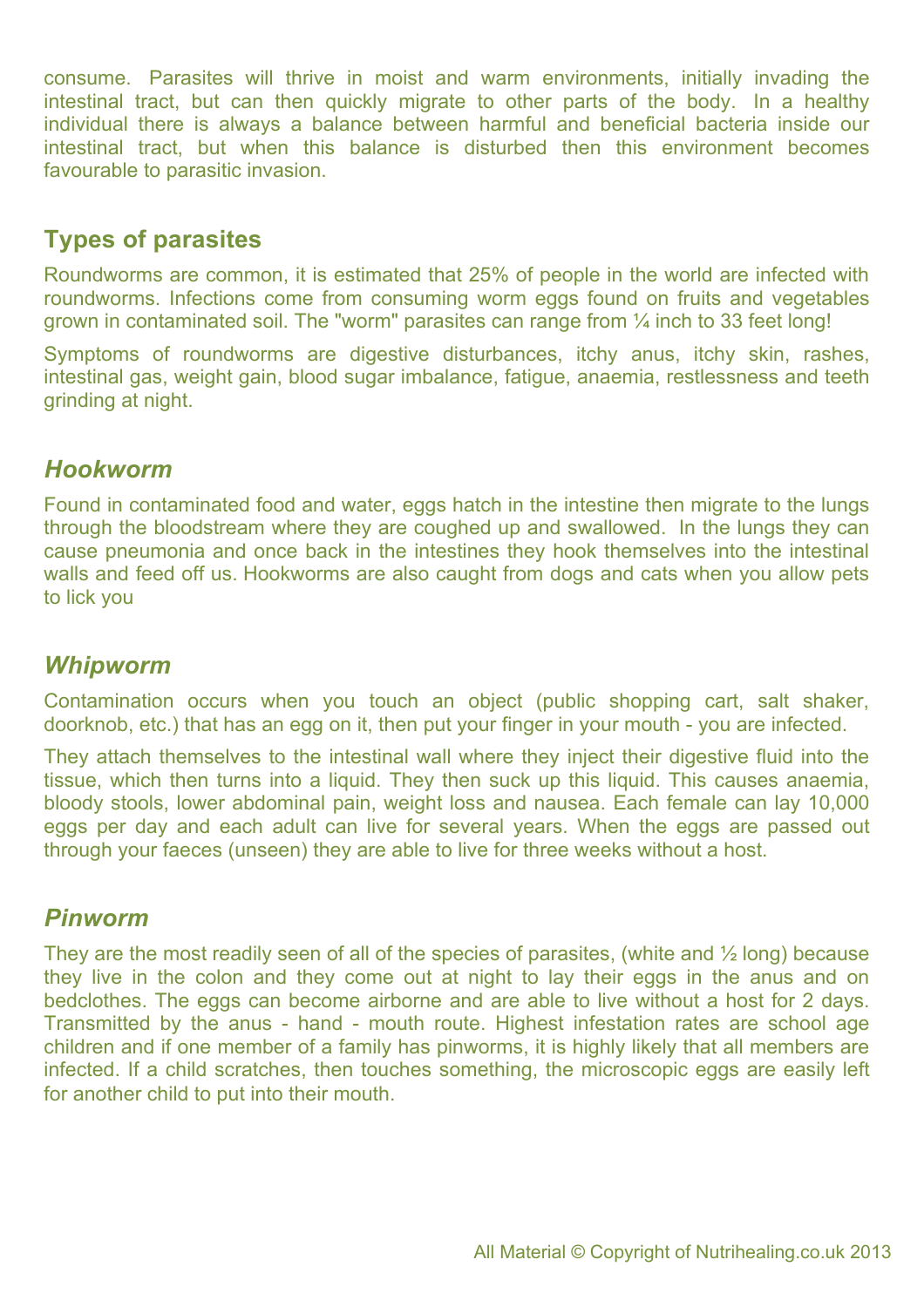consume. Parasites will thrive in moist and warm environments, initially invading the intestinal tract, but can then quickly migrate to other parts of the body. In a healthy individual there is always a balance between harmful and beneficial bacteria inside our intestinal tract, but when this balance is disturbed then this environment becomes favourable to parasitic invasion.

## Types of parasites

Roundworms are common, it is estimated that 25% of people in the world are infected with roundworms. Infections come from consuming worm eggs found on fruits and vegetables grown in contaminated soil. The "worm" parasites can range from ¼ inch to 33 feet long!

Symptoms of roundworms are digestive disturbances, itchy anus, itchy skin, rashes, intestinal gas, weight gain, blood sugar imbalance, fatigue, anaemia, restlessness and teeth grinding at night.

### *Hookworm*

Found in contaminated food and water, eggs hatch in the intestine then migrate to the lungs through the bloodstream where they are coughed up and swallowed. In the lungs they can cause pneumonia and once back in the intestines they hook themselves into the intestinal walls and feed off us. Hookworms are also caught from dogs and cats when you allow pets to lick you

### *Whipworm*

Contamination occurs when you touch an object (public shopping cart, salt shaker, doorknob, etc.) that has an egg on it, then put your finger in your mouth - you are infected.

They attach themselves to the intestinal wall where they inject their digestive fluid into the tissue, which then turns into a liquid. They then suck up this liquid. This causes anaemia, bloody stools, lower abdominal pain, weight loss and nausea. Each female can lay 10,000 eggs per day and each adult can live for several years. When the eggs are passed out through your faeces (unseen) they are able to live for three weeks without a host.

### *Pinworm*

They are the most readily seen of all of the species of parasites, (white and ½ long) because they live in the colon and they come out at night to lay their eggs in the anus and on bedclothes. The eggs can become airborne and are able to live without a host for 2 days. Transmitted by the anus - hand - mouth route. Highest infestation rates are school age children and if one member of a family has pinworms, it is highly likely that all members are infected. If a child scratches, then touches something, the microscopic eggs are easily left for another child to put into their mouth.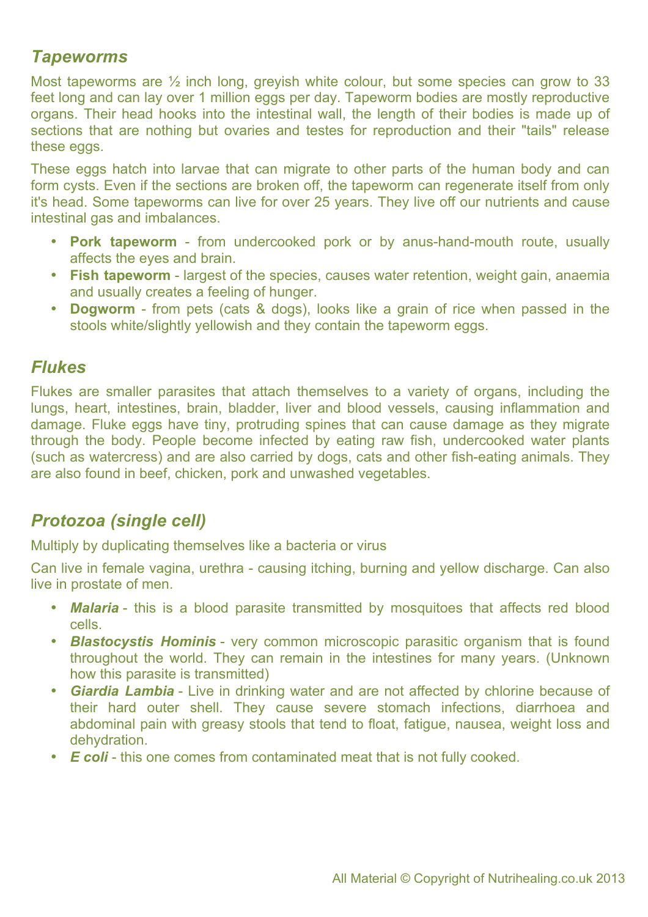## *Tapeworms*

Most tapeworms are ½ inch long, greyish white colour, but some species can grow to 33 feet long and can lay over 1 million eggs per day. Tapeworm bodies are mostly reproductive organs. Their head hooks into the intestinal wall, the length of their bodies is made up of sections that are nothing but ovaries and testes for reproduction and their "tails" release these eggs.

These eggs hatch into larvae that can migrate to other parts of the human body and can form cysts. Even if the sections are broken off, the tapeworm can regenerate itself from only it's head. Some tapeworms can live for over 25 years. They live off our nutrients and cause intestinal gas and imbalances.

- **Pork tapeworm** - from undercooked pork or by anus-hand-mouth route, usually affects the eyes and brain.
- **Fish tapeworm** - largest of the species, causes water retention, weight gain, anaemia and usually creates a feeling of hunger.
- **Dogworm** - from pets (cats & dogs), looks like a grain of rice when passed in the stools white/slightly yellowish and they contain the tapeworm eggs.

## *Flukes*

Flukes are smaller parasites that attach themselves to a variety of organs, including the lungs, heart, intestines, brain, bladder, liver and blood vessels, causing inflammation and damage. Fluke eggs have tiny, protruding spines that can cause damage as they migrate through the body. People become infected by eating raw fish, undercooked water plants (such as watercress) and are also carried by dogs, cats and other fish-eating animals. They are also found in beef, chicken, pork and unwashed vegetables.

## *Protozoa (single cell)*

Multiply by duplicating themselves like a bacteria or virus

Can live in female vagina, urethra - causing itching, burning and yellow discharge. Can also live in prostate of men.

- ***Malaria*** - this is a blood parasite transmitted by mosquitoes that affects red blood cells.
- ***Blastocystis Hominis*** - very common microscopic parasitic organism that is found throughout the world. They can remain in the intestines for many years. (Unknown how this parasite is transmitted)
- ***Giardia Lambia*** - Live in drinking water and are not affected by chlorine because of their hard outer shell. They cause severe stomach infections, diarrhoea and abdominal pain with greasy stools that tend to float, fatigue, nausea, weight loss and dehydration.
- ***E coli*** - this one comes from contaminated meat that is not fully cooked.

All Material © Copyright of Nutrihealing.co.uk 2013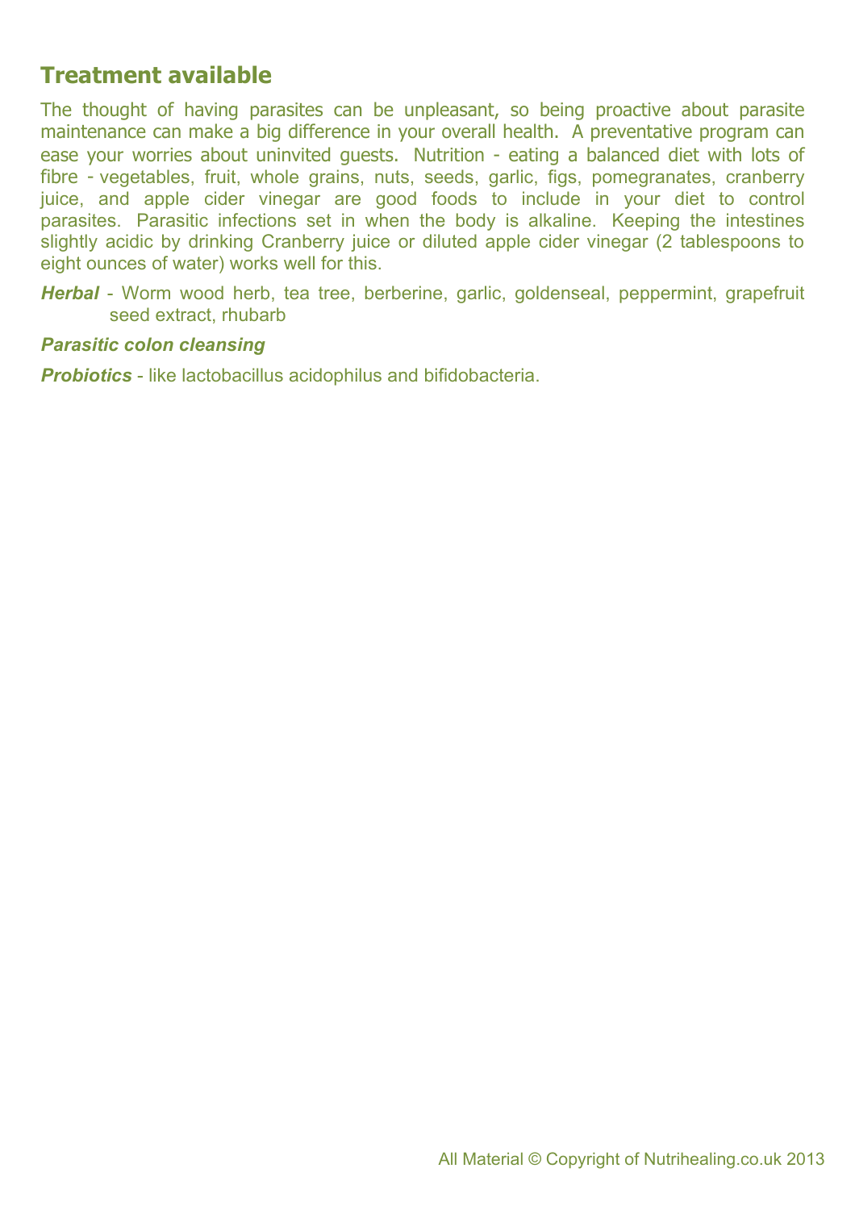## Treatment available

The thought of having parasites can be unpleasant, so being proactive about parasite maintenance can make a big difference in your overall health. A preventative program can ease your worries about uninvited guests. Nutrition - eating a balanced diet with lots of fibre - vegetables, fruit, whole grains, nuts, seeds, garlic, figs, pomegranates, cranberry juice, and apple cider vinegar are good foods to include in your diet to control parasites. Parasitic infections set in when the body is alkaline. Keeping the intestines slightly acidic by drinking Cranberry juice or diluted apple cider vinegar (2 tablespoons to eight ounces of water) works well for this.

***Herbal*** - Worm wood herb, tea tree, berberine, garlic, goldenseal, peppermint, grapefruit seed extract, rhubarb

***Parasitic colon cleansing***

***Probiotics*** - like lactobacillus acidophilus and bifidobacteria.

All Material © Copyright of Nutrihealing.co.uk 2013